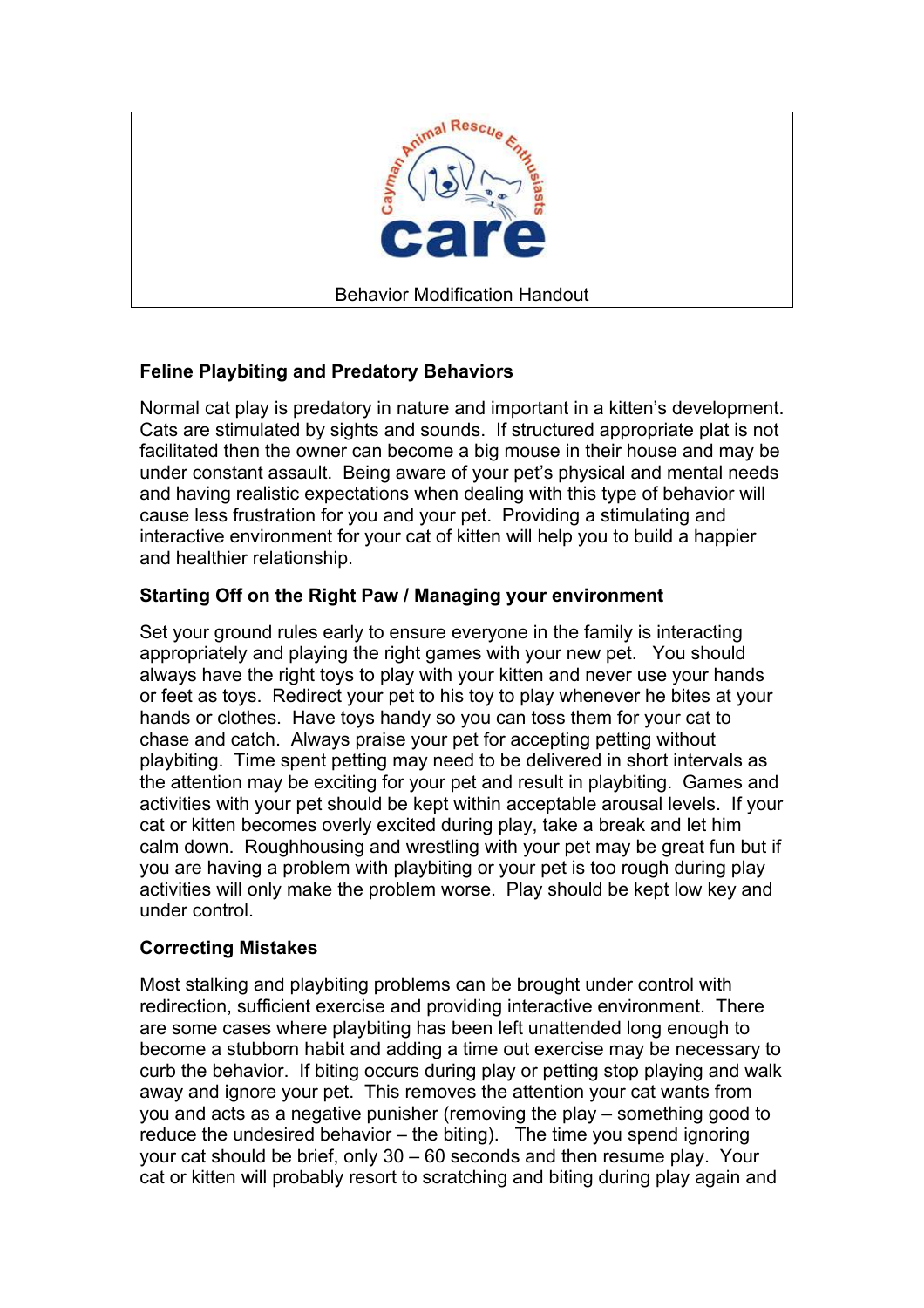Cayman Animal Rescue Enthusiasts

care

Behavior Modification Handout

## Feline Playbiting and Predatory Behaviors

Normal cat play is predatory in nature and important in a kitten's development. Cats are stimulated by sights and sounds. If structured appropriate plat is not facilitated then the owner can become a big mouse in their house and may be under constant assault. Being aware of your pet's physical and mental needs and having realistic expectations when dealing with this type of behavior will cause less frustration for you and your pet. Providing a stimulating and interactive environment for your cat of kitten will help you to build a happier and healthier relationship.

## Starting Off on the Right Paw / Managing your environment

Set your ground rules early to ensure everyone in the family is interacting appropriately and playing the right games with your new pet. You should always have the right toys to play with your kitten and never use your hands or feet as toys. Redirect your pet to his toy to play whenever he bites at your hands or clothes. Have toys handy so you can toss them for your cat to chase and catch. Always praise your pet for accepting petting without playbiting. Time spent petting may need to be delivered in short intervals as the attention may be exciting for your pet and result in playbiting. Games and activities with your pet should be kept within acceptable arousal levels. If your cat or kitten becomes overly excited during play, take a break and let him calm down. Roughhousing and wrestling with your pet may be great fun but if you are having a problem with playbiting or your pet is too rough during play activities will only make the problem worse. Play should be kept low key and under control.

## Correcting Mistakes

Most stalking and playbiting problems can be brought under control with redirection, sufficient exercise and providing interactive environment. There are some cases where playbiting has been left unattended long enough to become a stubborn habit and adding a time out exercise may be necessary to curb the behavior. If biting occurs during play or petting stop playing and walk away and ignore your pet. This removes the attention your cat wants from you and acts as a negative punisher (removing the play – something good to reduce the undesired behavior – the biting). The time you spend ignoring your cat should be brief, only 30 – 60 seconds and then resume play. Your cat or kitten will probably resort to scratching and biting during play again and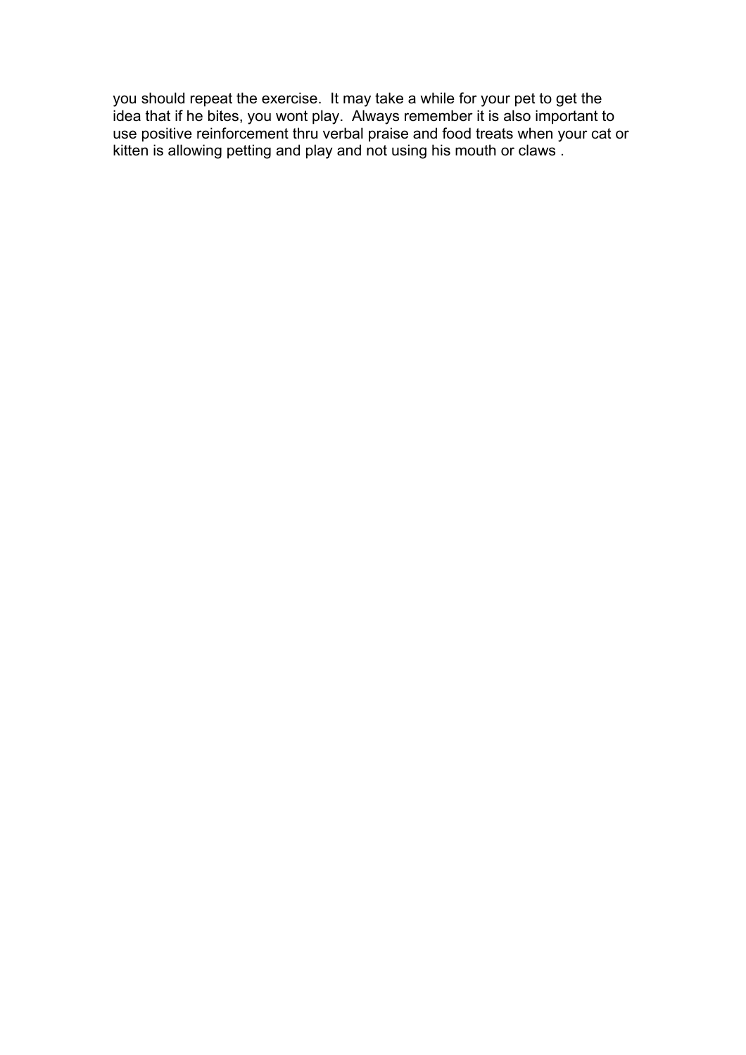you should repeat the exercise. It may take a while for your pet to get the idea that if he bites, you wont play. Always remember it is also important to use positive reinforcement thru verbal praise and food treats when your cat or kitten is allowing petting and play and not using his mouth or claws .